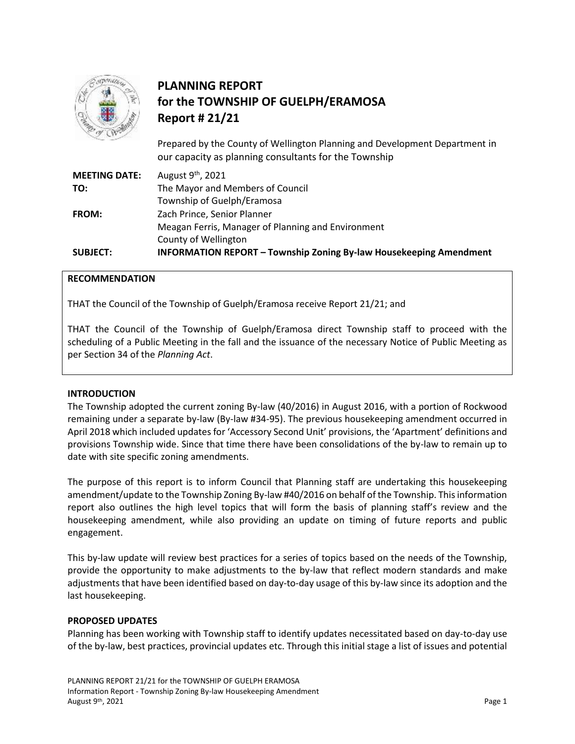# PLANNING REPORT
# for the TOWNSHIP OF GUELPH/ERAMOSA
# Report # 21/21

Prepared by the County of Wellington Planning and Development Department in our capacity as planning consultants for the Township

**MEETING DATE:** August 9th, 2021

**TO:** The Mayor and Members of Council
Township of Guelph/Eramosa

**FROM:** Zach Prince, Senior Planner
Meagan Ferris, Manager of Planning and Environment
County of Wellington

**SUBJECT:** **INFORMATION REPORT – Township Zoning By-law Housekeeping Amendment**

## RECOMMENDATION

THAT the Council of the Township of Guelph/Eramosa receive Report 21/21; and

THAT the Council of the Township of Guelph/Eramosa direct Township staff to proceed with the scheduling of a Public Meeting in the fall and the issuance of the necessary Notice of Public Meeting as per Section 34 of the *Planning Act*.

## INTRODUCTION

The Township adopted the current zoning By-law (40/2016) in August 2016, with a portion of Rockwood remaining under a separate by-law (By-law #34-95). The previous housekeeping amendment occurred in April 2018 which included updates for 'Accessory Second Unit' provisions, the 'Apartment' definitions and provisions Township wide. Since that time there have been consolidations of the by-law to remain up to date with site specific zoning amendments.

The purpose of this report is to inform Council that Planning staff are undertaking this housekeeping amendment/update to the Township Zoning By-law #40/2016 on behalf of the Township. This information report also outlines the high level topics that will form the basis of planning staff's review and the housekeeping amendment, while also providing an update on timing of future reports and public engagement.

This by-law update will review best practices for a series of topics based on the needs of the Township, provide the opportunity to make adjustments to the by-law that reflect modern standards and make adjustments that have been identified based on day-to-day usage of this by-law since its adoption and the last housekeeping.

## PROPOSED UPDATES

Planning has been working with Township staff to identify updates necessitated based on day-to-day use of the by-law, best practices, provincial updates etc. Through this initial stage a list of issues and potential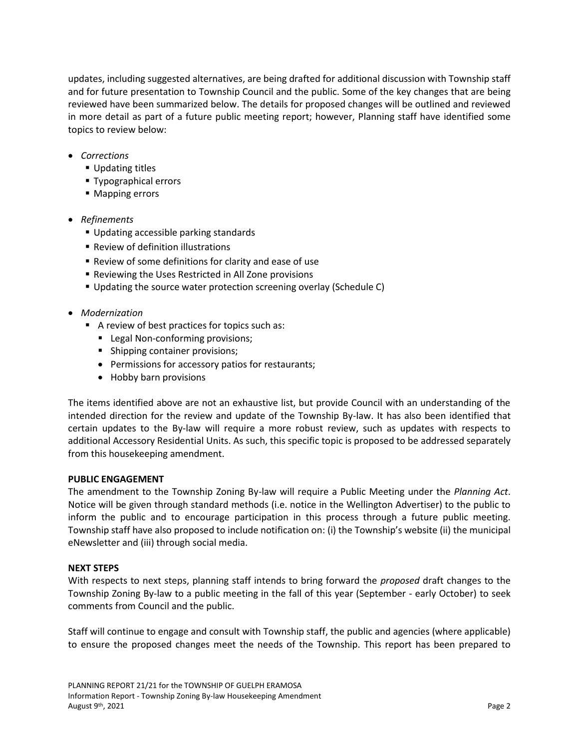updates, including suggested alternatives, are being drafted for additional discussion with Township staff and for future presentation to Township Council and the public. Some of the key changes that are being reviewed have been summarized below. The details for proposed changes will be outlined and reviewed in more detail as part of a future public meeting report; however, Planning staff have identified some topics to review below:

- *Corrections*
  - Updating titles
  - Typographical errors
  - Mapping errors
- *Refinements*
  - Updating accessible parking standards
  - Review of definition illustrations
  - Review of some definitions for clarity and ease of use
  - Reviewing the Uses Restricted in All Zone provisions
  - Updating the source water protection screening overlay (Schedule C)
- *Modernization*
  - A review of best practices for topics such as:
    - Legal Non-conforming provisions;
    - Shipping container provisions;
    - Permissions for accessory patios for restaurants;
    - Hobby barn provisions

The items identified above are not an exhaustive list, but provide Council with an understanding of the intended direction for the review and update of the Township By-law. It has also been identified that certain updates to the By-law will require a more robust review, such as updates with respects to additional Accessory Residential Units. As such, this specific topic is proposed to be addressed separately from this housekeeping amendment.

**PUBLIC ENGAGEMENT**

The amendment to the Township Zoning By-law will require a Public Meeting under the *Planning Act*. Notice will be given through standard methods (i.e. notice in the Wellington Advertiser) to the public to inform the public and to encourage participation in this process through a future public meeting. Township staff have also proposed to include notification on: (i) the Township's website (ii) the municipal eNewsletter and (iii) through social media.

**NEXT STEPS**

With respects to next steps, planning staff intends to bring forward the *proposed* draft changes to the Township Zoning By-law to a public meeting in the fall of this year (September - early October) to seek comments from Council and the public.

Staff will continue to engage and consult with Township staff, the public and agencies (where applicable) to ensure the proposed changes meet the needs of the Township. This report has been prepared to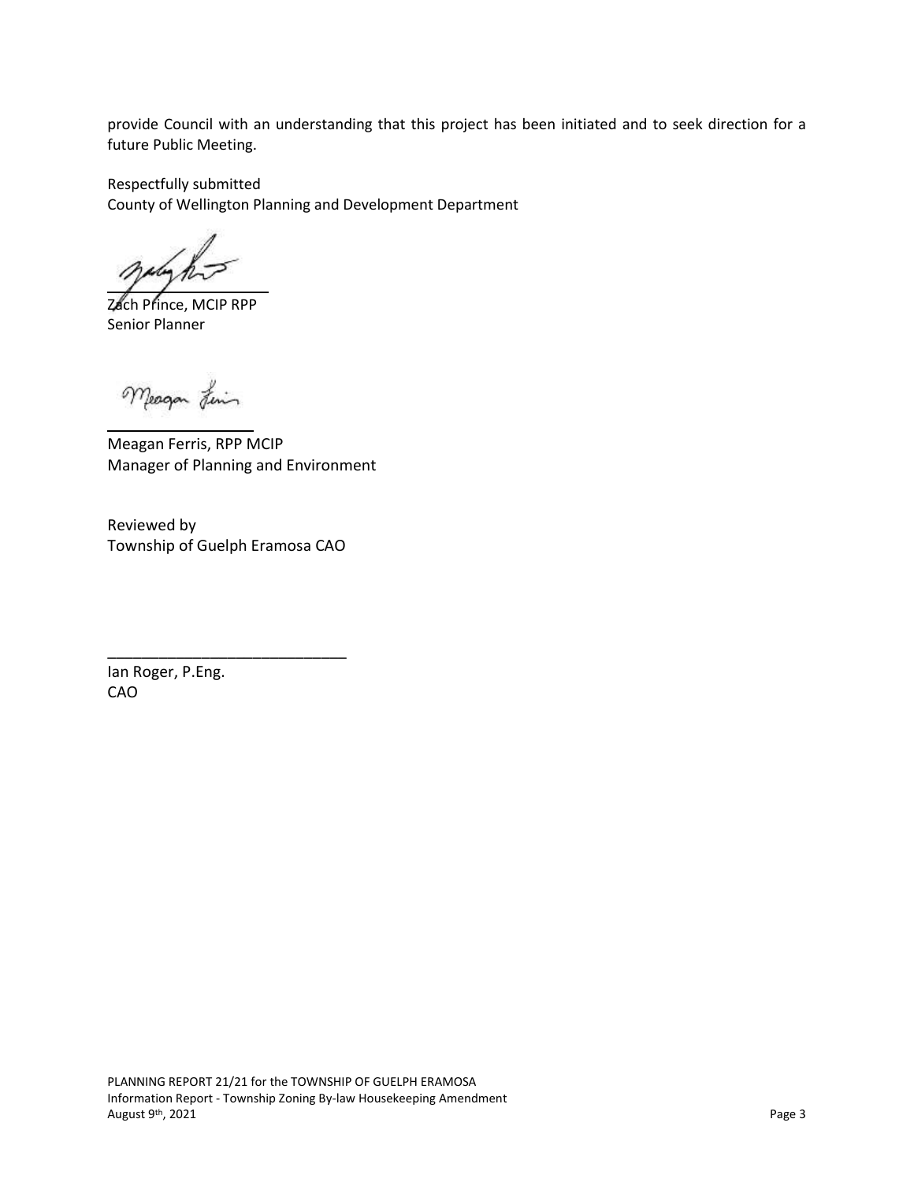provide Council with an understanding that this project has been initiated and to seek direction for a future Public Meeting.

Respectfully submitted
County of Wellington Planning and Development Department

Zach Prince, MCIP RPP
Senior Planner

Meagan Ferris, RPP MCIP
Manager of Planning and Environment

Reviewed by
Township of Guelph Eramosa CAO

____________________________

Ian Roger, P.Eng.
CAO